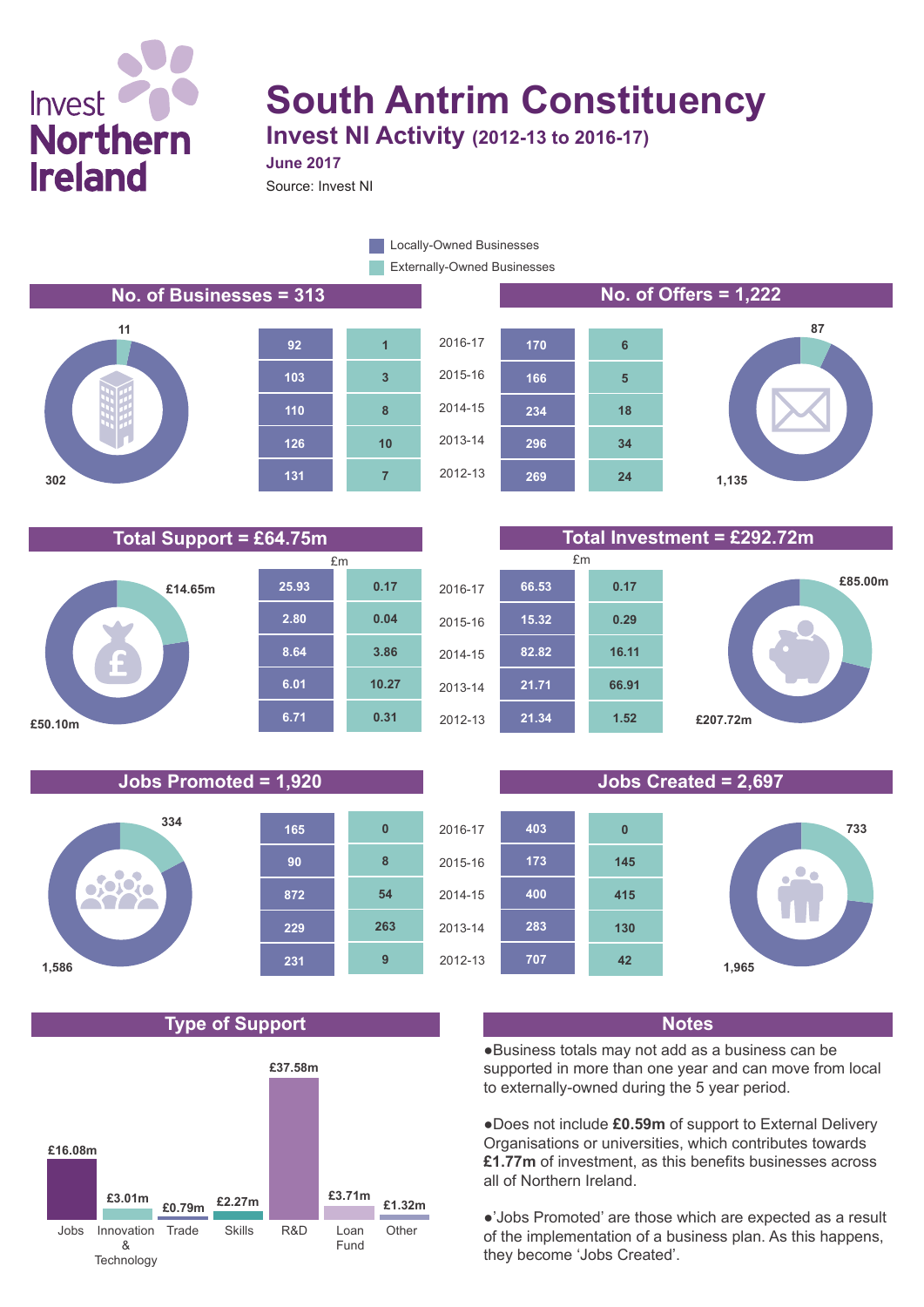Invest Northern Ireland

# South Antrim Constituency

## Invest NI Activity (2012-13 to 2016-17)

**June 2017**

Source: Invest NI

Legend: Locally-Owned Businesses / Externally-Owned Businesses

## No. of Businesses = 313

Locally-Owned: 302 | Externally-Owned: 11

| Year | Locally-Owned | Externally-Owned |
|---|---|---|
| 2016-17 | 92 | 1 |
| 2015-16 | 103 | 3 |
| 2014-15 | 110 | 8 |
| 2013-14 | 126 | 10 |
| 2012-13 | 131 | 7 |

## No. of Offers = 1,222

Locally-Owned: 1,135 | Externally-Owned: 87

| Year | Locally-Owned | Externally-Owned |
|---|---|---|
| 2016-17 | 170 | 6 |
| 2015-16 | 166 | 5 |
| 2014-15 | 234 | 18 |
| 2013-14 | 296 | 34 |
| 2012-13 | 269 | 24 |

## Total Support = £64.75m

Locally-Owned: £50.10m | Externally-Owned: £14.65m

| Year | Locally-Owned (£m) | Externally-Owned (£m) |
|---|---|---|
| 2016-17 | 25.93 | 0.17 |
| 2015-16 | 2.80 | 0.04 |
| 2014-15 | 8.64 | 3.86 |
| 2013-14 | 6.01 | 10.27 |
| 2012-13 | 6.71 | 0.31 |

## Total Investment = £292.72m

Locally-Owned: £207.72m | Externally-Owned: £85.00m

| Year | Locally-Owned (£m) | Externally-Owned (£m) |
|---|---|---|
| 2016-17 | 66.53 | 0.17 |
| 2015-16 | 15.32 | 0.29 |
| 2014-15 | 82.82 | 16.11 |
| 2013-14 | 21.71 | 66.91 |
| 2012-13 | 21.34 | 1.52 |

## Jobs Promoted = 1,920

Locally-Owned: 1,586 | Externally-Owned: 334

| Year | Locally-Owned | Externally-Owned |
|---|---|---|
| 2016-17 | 165 | 0 |
| 2015-16 | 90 | 8 |
| 2014-15 | 872 | 54 |
| 2013-14 | 229 | 263 |
| 2012-13 | 231 | 9 |

## Jobs Created = 2,697

Locally-Owned: 1,965 | Externally-Owned: 733

| Year | Locally-Owned | Externally-Owned |
|---|---|---|
| 2016-17 | 403 | 0 |
| 2015-16 | 173 | 145 |
| 2014-15 | 400 | 415 |
| 2013-14 | 283 | 130 |
| 2012-13 | 707 | 42 |

## Type of Support

| Type | Amount |
|---|---|
| Jobs | £16.08m |
| Innovation & Technology | £3.01m |
| Trade | £0.79m |
| Skills | £2.27m |
| R&D | £37.58m |
| Loan Fund | £3.71m |
| Other | £1.32m |

## Notes

- Business totals may not add as a business can be supported in more than one year and can move from local to externally-owned during the 5 year period.
- Does not include **£0.59m** of support to External Delivery Organisations or universities, which contributes towards **£1.77m** of investment, as this benefits businesses across all of Northern Ireland.
- 'Jobs Promoted' are those which are expected as a result of the implementation of a business plan. As this happens, they become 'Jobs Created'.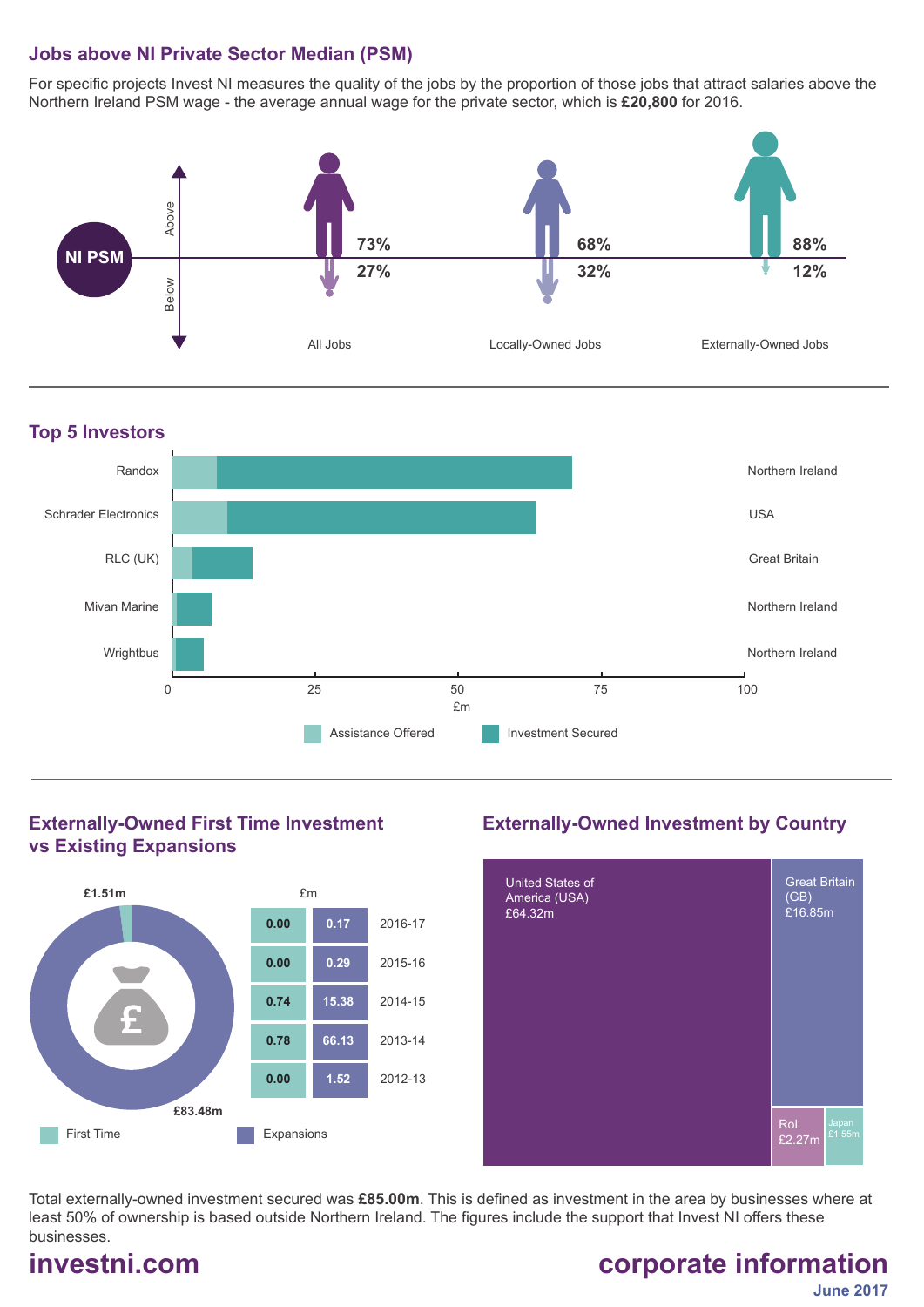## Jobs above NI Private Sector Median (PSM)

For specific projects Invest NI measures the quality of the jobs by the proportion of those jobs that attract salaries above the Northern Ireland PSM wage - the average annual wage for the private sector, which is **£20,800** for 2016.

NI PSM

Above

Below

73%
27%
All Jobs

68%
32%
Locally-Owned Jobs

88%
12%
Externally-Owned Jobs

## Top 5 Investors

Randox — Northern Ireland
Schrader Electronics — USA
RLC (UK) — Great Britain
Mivan Marine — Northern Ireland
Wrightbus — Northern Ireland

0 25 50 75 100
£m

Assistance Offered
Investment Secured

## Externally-Owned First Time Investment vs Existing Expansions

£1.51m
£83.48m

First Time
Expansions

£m

| | | |
|---|---|---|
| 0.00 | 0.17 | 2016-17 |
| 0.00 | 0.29 | 2015-16 |
| 0.74 | 15.38 | 2014-15 |
| 0.78 | 66.13 | 2013-14 |
| 0.00 | 1.52 | 2012-13 |

## Externally-Owned Investment by Country

United States of America (USA) £64.32m
Great Britain (GB) £16.85m
RoI £2.27m
Japan £1.55m

Total externally-owned investment secured was **£85.00m**. This is defined as investment in the area by businesses where at least 50% of ownership is based outside Northern Ireland. The figures include the support that Invest NI offers these businesses.

investni.com

corporate information
June 2017